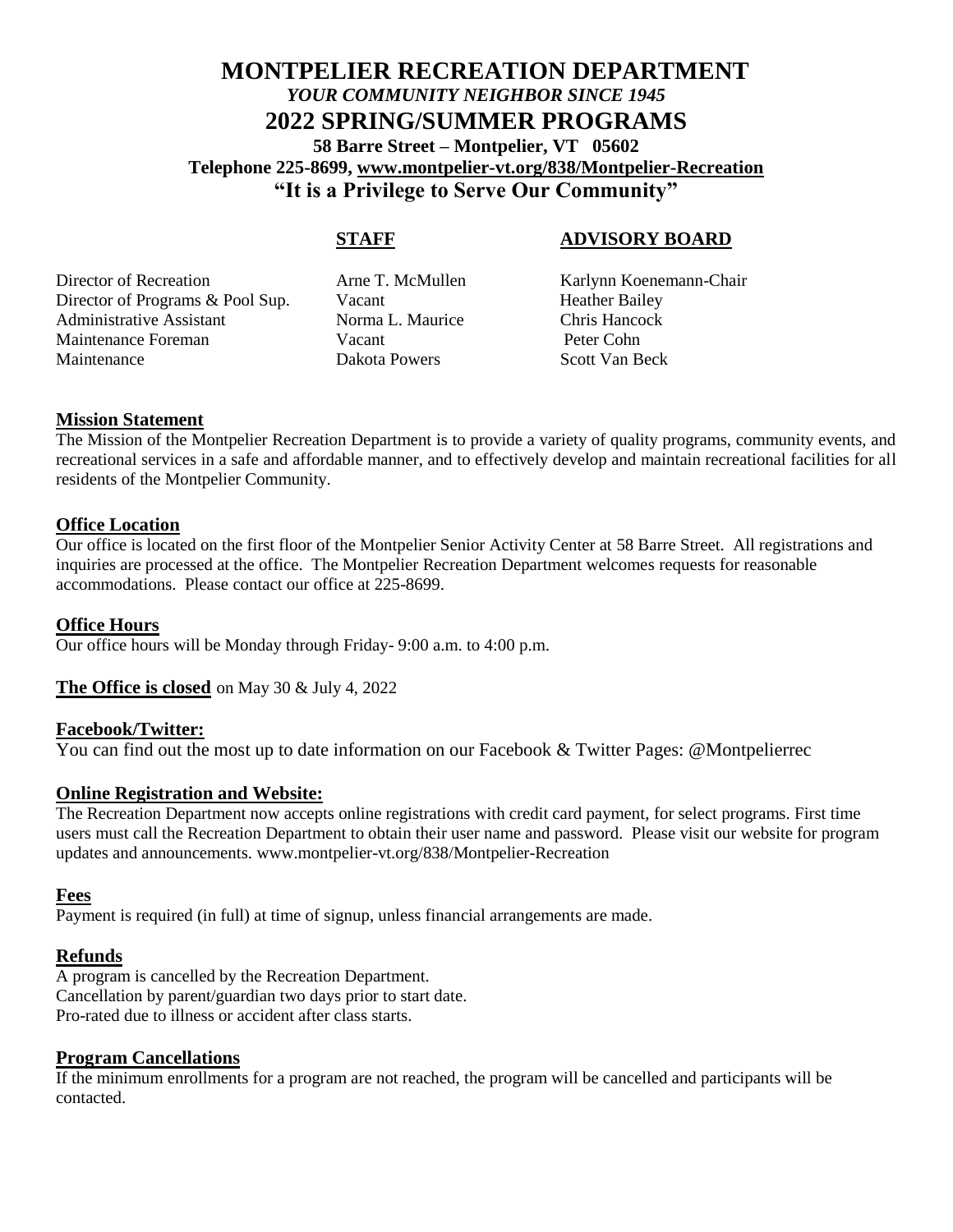# MONTPELIER RECREATION DEPARTMENT

*YOUR COMMUNITY NEIGHBOR SINCE 1945*

## 2022 SPRING/SUMMER PROGRAMS

**58 Barre Street – Montpelier, VT 05602**

**Telephone 225-8699, www.montpelier-vt.org/838/Montpelier-Recreation**

**"It is a Privilege to Serve Our Community"**

| | STAFF | ADVISORY BOARD |
|---|---|---|
| Director of Recreation | Arne T. McMullen | Karlynn Koenemann-Chair |
| Director of Programs & Pool Sup. | Vacant | Heather Bailey |
| Administrative Assistant | Norma L. Maurice | Chris Hancock |
| Maintenance Foreman | Vacant | Peter Cohn |
| Maintenance | Dakota Powers | Scott Van Beck |

### Mission Statement

The Mission of the Montpelier Recreation Department is to provide a variety of quality programs, community events, and recreational services in a safe and affordable manner, and to effectively develop and maintain recreational facilities for all residents of the Montpelier Community.

### Office Location

Our office is located on the first floor of the Montpelier Senior Activity Center at 58 Barre Street. All registrations and inquiries are processed at the office. The Montpelier Recreation Department welcomes requests for reasonable accommodations. Please contact our office at 225-8699.

### Office Hours

Our office hours will be Monday through Friday- 9:00 a.m. to 4:00 p.m.

**The Office is closed** on May 30 & July 4, 2022

### Facebook/Twitter:

You can find out the most up to date information on our Facebook & Twitter Pages: @Montpelierrec

### Online Registration and Website:

The Recreation Department now accepts online registrations with credit card payment, for select programs. First time users must call the Recreation Department to obtain their user name and password. Please visit our website for program updates and announcements. www.montpelier-vt.org/838/Montpelier-Recreation

### Fees

Payment is required (in full) at time of signup, unless financial arrangements are made.

### Refunds

A program is cancelled by the Recreation Department.
Cancellation by parent/guardian two days prior to start date.
Pro-rated due to illness or accident after class starts.

### Program Cancellations

If the minimum enrollments for a program are not reached, the program will be cancelled and participants will be contacted.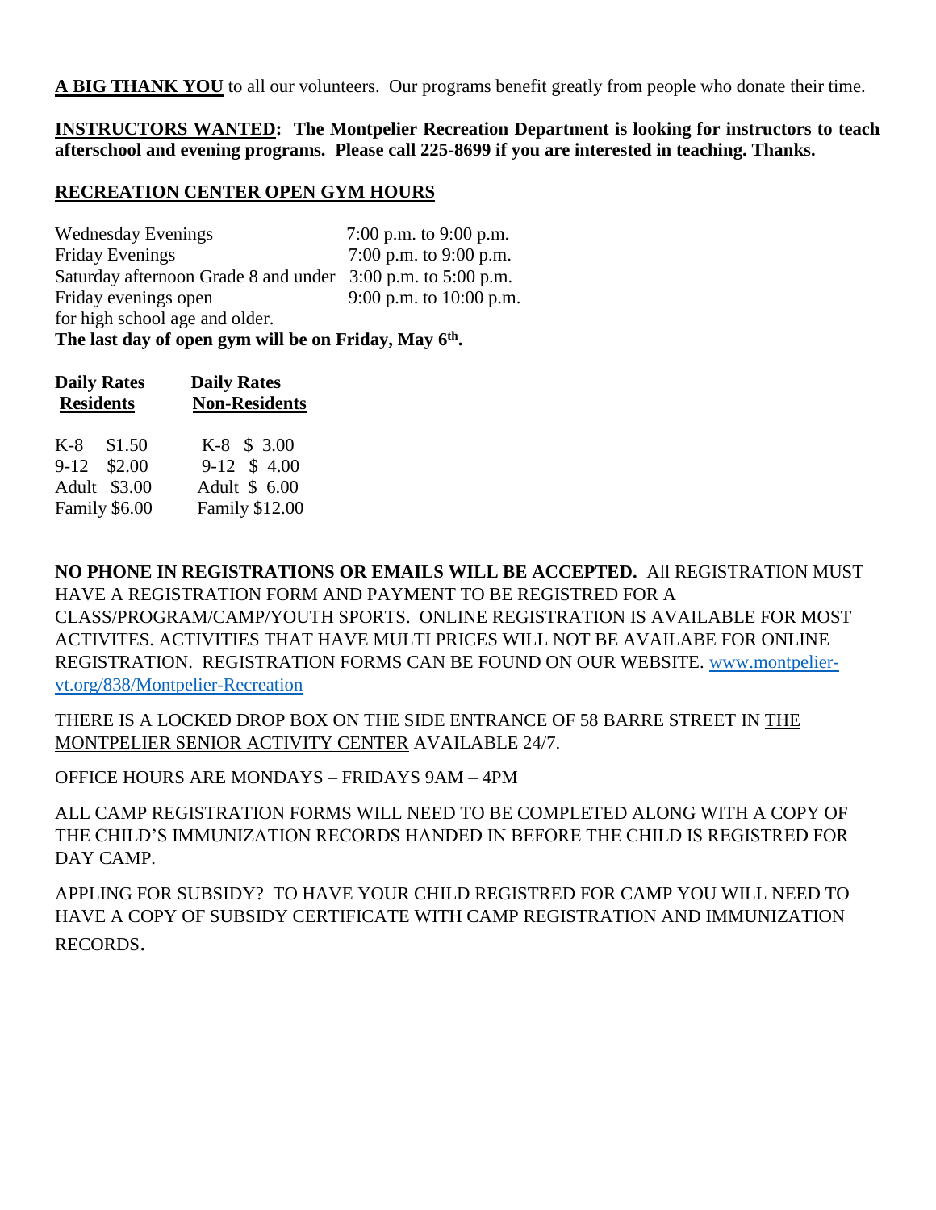**A BIG THANK YOU** to all our volunteers. Our programs benefit greatly from people who donate their time.

**INSTRUCTORS WANTED: The Montpelier Recreation Department is looking for instructors to teach afterschool and evening programs. Please call 225-8699 if you are interested in teaching. Thanks.**

**RECREATION CENTER OPEN GYM HOURS**

| | |
|---|---|
| Wednesday Evenings | 7:00 p.m. to 9:00 p.m. |
| Friday Evenings | 7:00 p.m. to 9:00 p.m. |
| Saturday afternoon Grade 8 and under | 3:00 p.m. to 5:00 p.m. |
| Friday evenings open for high school age and older. | 9:00 p.m. to 10:00 p.m. |

**The last day of open gym will be on Friday, May 6th.**

| Daily Rates Residents | | Daily Rates Non-Residents | |
|---|---|---|---|
| K-8 | $1.50 | K-8 | $ 3.00 |
| 9-12 | $2.00 | 9-12 | $ 4.00 |
| Adult | $3.00 | Adult | $ 6.00 |
| Family | $6.00 | Family | $12.00 |

**NO PHONE IN REGISTRATIONS OR EMAILS WILL BE ACCEPTED.** All REGISTRATION MUST HAVE A REGISTRATION FORM AND PAYMENT TO BE REGISTRED FOR A CLASS/PROGRAM/CAMP/YOUTH SPORTS. ONLINE REGISTRATION IS AVAILABLE FOR MOST ACTIVITES. ACTIVITIES THAT HAVE MULTI PRICES WILL NOT BE AVAILABE FOR ONLINE REGISTRATION. REGISTRATION FORMS CAN BE FOUND ON OUR WEBSITE. www.montpelier-vt.org/838/Montpelier-Recreation

THERE IS A LOCKED DROP BOX ON THE SIDE ENTRANCE OF 58 BARRE STREET IN THE MONTPELIER SENIOR ACTIVITY CENTER AVAILABLE 24/7.

OFFICE HOURS ARE MONDAYS – FRIDAYS 9AM – 4PM

ALL CAMP REGISTRATION FORMS WILL NEED TO BE COMPLETED ALONG WITH A COPY OF THE CHILD'S IMMUNIZATION RECORDS HANDED IN BEFORE THE CHILD IS REGISTRED FOR DAY CAMP.

APPLING FOR SUBSIDY? TO HAVE YOUR CHILD REGISTRED FOR CAMP YOU WILL NEED TO HAVE A COPY OF SUBSIDY CERTIFICATE WITH CAMP REGISTRATION AND IMMUNIZATION RECORDS.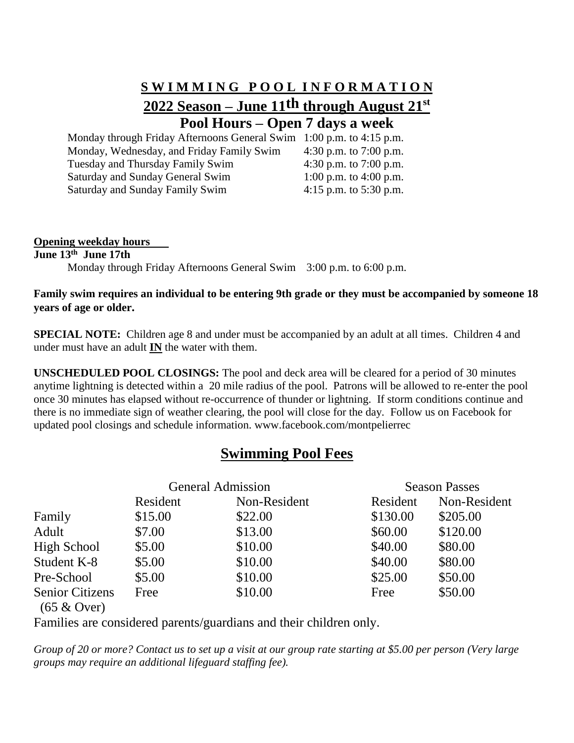# SWIMMING POOL INFORMATION

## 2022 Season – June 11th through August 21st

## Pool Hours – Open 7 days a week

| | |
|---|---|
| Monday through Friday Afternoons General Swim | 1:00 p.m. to 4:15 p.m. |
| Monday, Wednesday, and Friday Family Swim | 4:30 p.m. to 7:00 p.m. |
| Tuesday and Thursday Family Swim | 4:30 p.m. to 7:00 p.m. |
| Saturday and Sunday General Swim | 1:00 p.m. to 4:00 p.m. |
| Saturday and Sunday Family Swim | 4:15 p.m. to 5:30 p.m. |

**Opening weekday hours**

**June 13th June 17th**

Monday through Friday Afternoons General Swim 3:00 p.m. to 6:00 p.m.

**Family swim requires an individual to be entering 9th grade or they must be accompanied by someone 18 years of age or older.**

**SPECIAL NOTE:** Children age 8 and under must be accompanied by an adult at all times. Children 4 and under must have an adult **IN** the water with them.

**UNSCHEDULED POOL CLOSINGS:** The pool and deck area will be cleared for a period of 30 minutes anytime lightning is detected within a 20 mile radius of the pool. Patrons will be allowed to re-enter the pool once 30 minutes has elapsed without re-occurrence of thunder or lightning. If storm conditions continue and there is no immediate sign of weather clearing, the pool will close for the day. Follow us on Facebook for updated pool closings and schedule information. www.facebook.com/montpelierrec

## Swimming Pool Fees

| | General Admission | | Season Passes | |
|---|---|---|---|---|
| | Resident | Non-Resident | Resident | Non-Resident |
| Family | $15.00 | $22.00 | $130.00 | $205.00 |
| Adult | $7.00 | $13.00 | $60.00 | $120.00 |
| High School | $5.00 | $10.00 | $40.00 | $80.00 |
| Student K-8 | $5.00 | $10.00 | $40.00 | $80.00 |
| Pre-School | $5.00 | $10.00 | $25.00 | $50.00 |
| Senior Citizens (65 & Over) | Free | $10.00 | Free | $50.00 |

Families are considered parents/guardians and their children only.

*Group of 20 or more? Contact us to set up a visit at our group rate starting at $5.00 per person (Very large groups may require an additional lifeguard staffing fee).*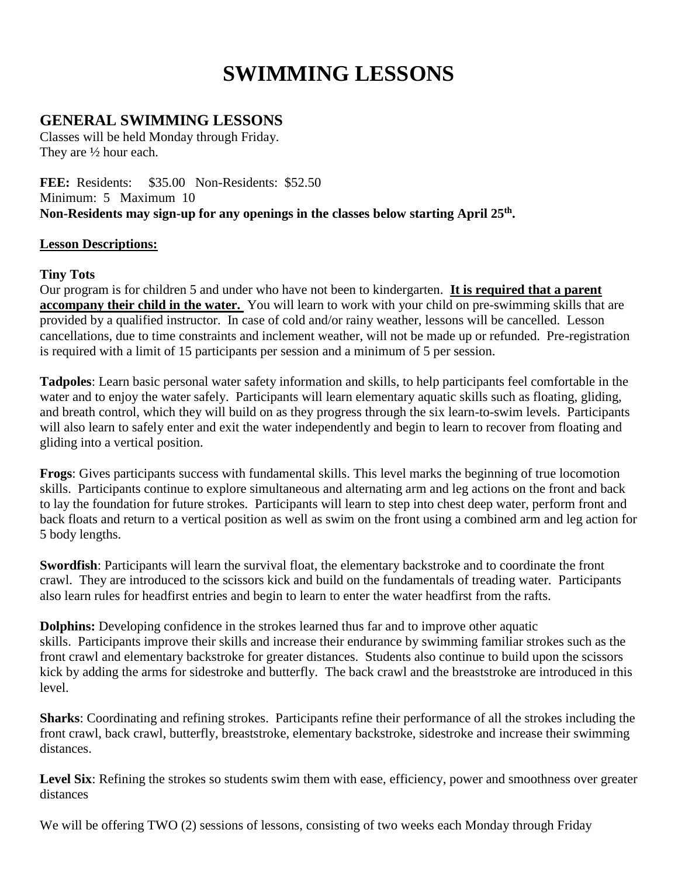# SWIMMING LESSONS

## GENERAL SWIMMING LESSONS

Classes will be held Monday through Friday.
They are ½ hour each.

**FEE:** Residents: $35.00 Non-Residents: $52.50
Minimum: 5 Maximum 10
**Non-Residents may sign-up for any openings in the classes below starting April 25th.**

**Lesson Descriptions:**

**Tiny Tots**
Our program is for children 5 and under who have not been to kindergarten. **It is required that a parent accompany their child in the water.** You will learn to work with your child on pre-swimming skills that are provided by a qualified instructor. In case of cold and/or rainy weather, lessons will be cancelled. Lesson cancellations, due to time constraints and inclement weather, will not be made up or refunded. Pre-registration is required with a limit of 15 participants per session and a minimum of 5 per session.

**Tadpoles**: Learn basic personal water safety information and skills, to help participants feel comfortable in the water and to enjoy the water safely. Participants will learn elementary aquatic skills such as floating, gliding, and breath control, which they will build on as they progress through the six learn-to-swim levels. Participants will also learn to safely enter and exit the water independently and begin to learn to recover from floating and gliding into a vertical position.

**Frogs**: Gives participants success with fundamental skills. This level marks the beginning of true locomotion skills. Participants continue to explore simultaneous and alternating arm and leg actions on the front and back to lay the foundation for future strokes. Participants will learn to step into chest deep water, perform front and back floats and return to a vertical position as well as swim on the front using a combined arm and leg action for 5 body lengths.

**Swordfish**: Participants will learn the survival float, the elementary backstroke and to coordinate the front crawl. They are introduced to the scissors kick and build on the fundamentals of treading water. Participants also learn rules for headfirst entries and begin to learn to enter the water headfirst from the rafts.

**Dolphins:** Developing confidence in the strokes learned thus far and to improve other aquatic skills. Participants improve their skills and increase their endurance by swimming familiar strokes such as the front crawl and elementary backstroke for greater distances. Students also continue to build upon the scissors kick by adding the arms for sidestroke and butterfly. The back crawl and the breaststroke are introduced in this level.

**Sharks**: Coordinating and refining strokes. Participants refine their performance of all the strokes including the front crawl, back crawl, butterfly, breaststroke, elementary backstroke, sidestroke and increase their swimming distances.

**Level Six**: Refining the strokes so students swim them with ease, efficiency, power and smoothness over greater distances

We will be offering TWO (2) sessions of lessons, consisting of two weeks each Monday through Friday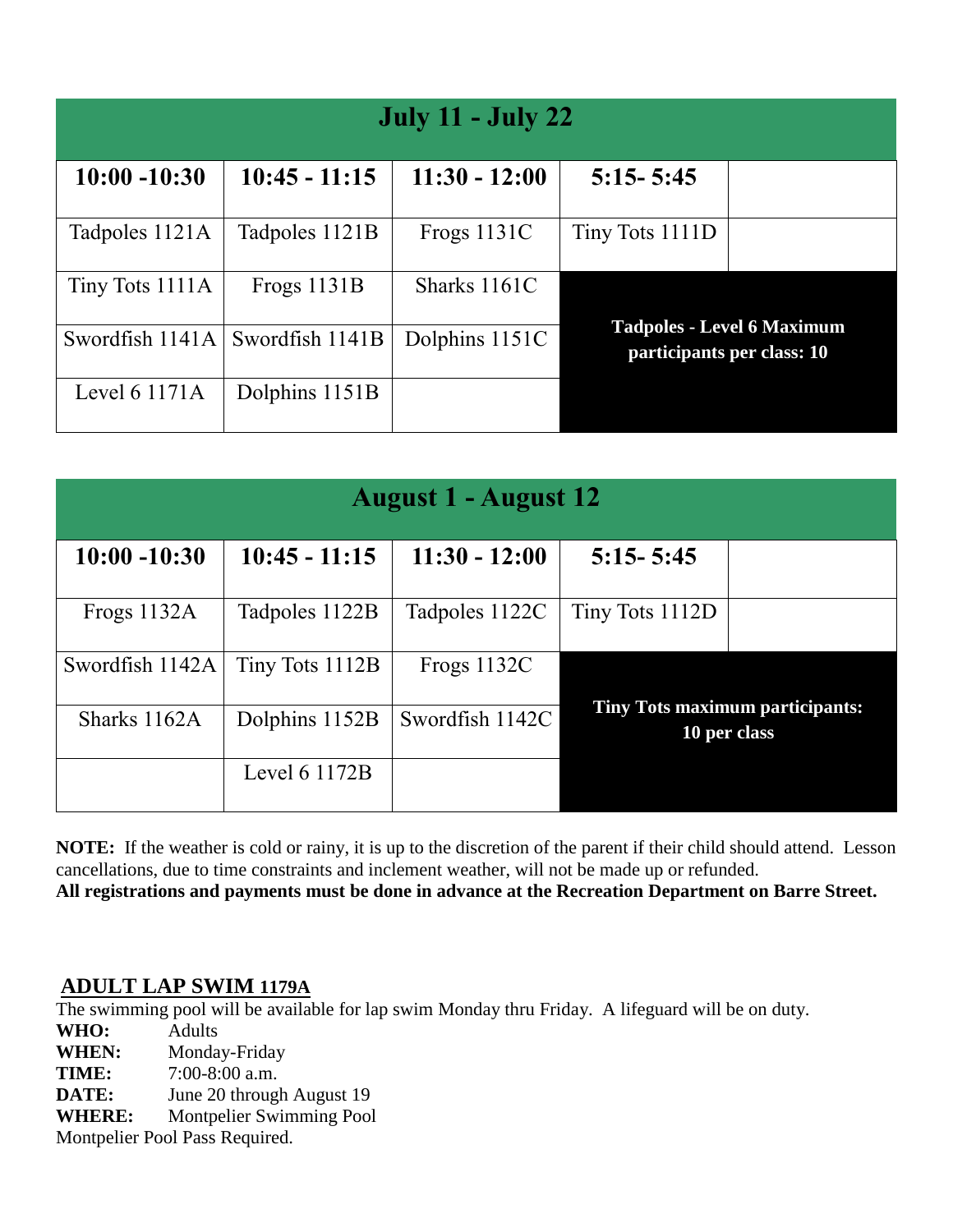## July 11 - July 22

| 10:00 -10:30 | 10:45 - 11:15 | 11:30 - 12:00 | 5:15- 5:45 | |
|---|---|---|---|---|
| Tadpoles 1121A | Tadpoles 1121B | Frogs 1131C | Tiny Tots 1111D | |
| Tiny Tots 1111A | Frogs 1131B | Sharks 1161C | **Tadpoles - Level 6 Maximum participants per class: 10** | |
| Swordfish 1141A | Swordfish 1141B | Dolphins 1151C | | |
| Level 6 1171A | Dolphins 1151B | | | |

## August 1 - August 12

| 10:00 -10:30 | 10:45 - 11:15 | 11:30 - 12:00 | 5:15- 5:45 | |
|---|---|---|---|---|
| Frogs 1132A | Tadpoles 1122B | Tadpoles 1122C | Tiny Tots 1112D | |
| Swordfish 1142A | Tiny Tots 1112B | Frogs 1132C | **Tiny Tots maximum participants: 10 per class** | |
| Sharks 1162A | Dolphins 1152B | Swordfish 1142C | | |
| | Level 6 1172B | | | |

**NOTE:** If the weather is cold or rainy, it is up to the discretion of the parent if their child should attend. Lesson cancellations, due to time constraints and inclement weather, will not be made up or refunded.
**All registrations and payments must be done in advance at the Recreation Department on Barre Street.**

## ADULT LAP SWIM 1179A

The swimming pool will be available for lap swim Monday thru Friday. A lifeguard will be on duty.

**WHO:** Adults
**WHEN:** Monday-Friday
**TIME:** 7:00-8:00 a.m.
**DATE:** June 20 through August 19
**WHERE:** Montpelier Swimming Pool

Montpelier Pool Pass Required.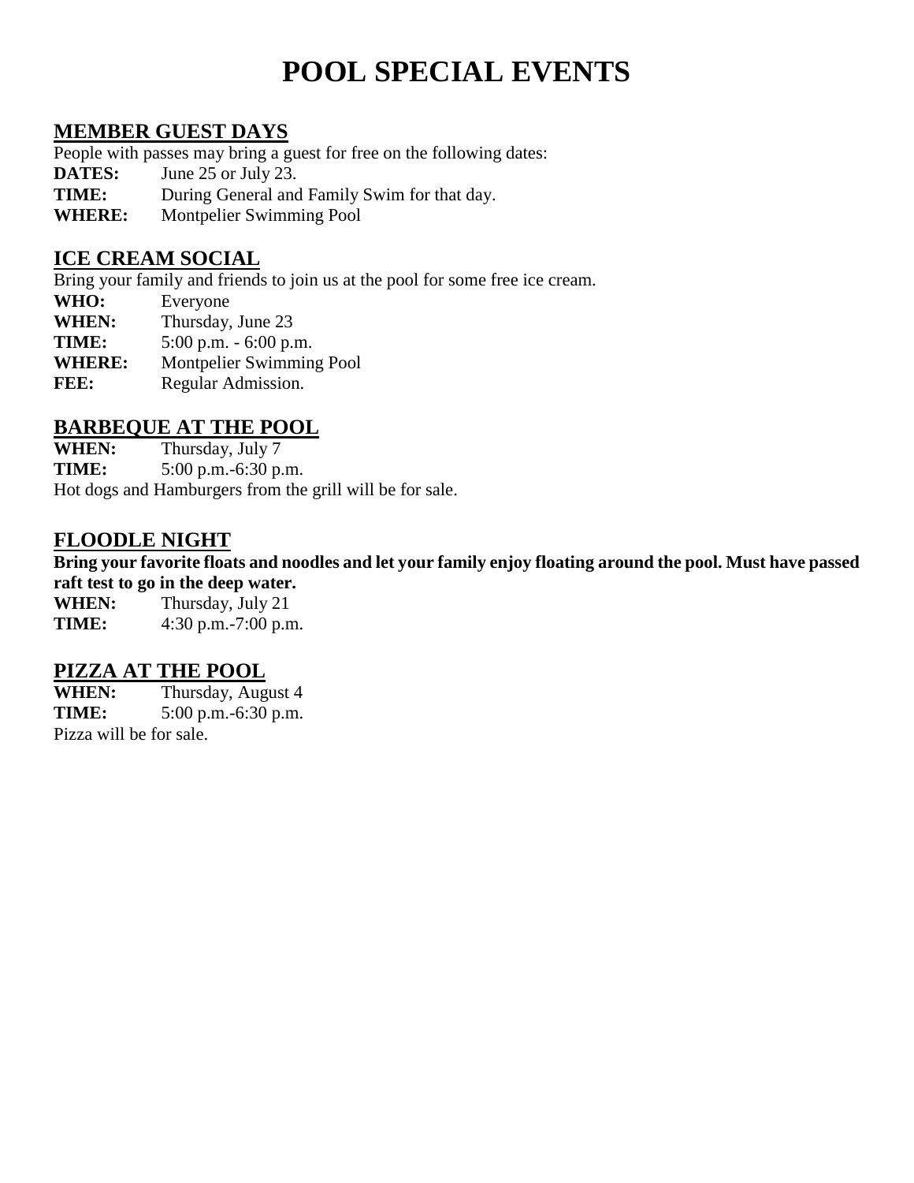# POOL SPECIAL EVENTS

## MEMBER GUEST DAYS

People with passes may bring a guest for free on the following dates:

**DATES:** June 25 or July 23.
**TIME:** During General and Family Swim for that day.
**WHERE:** Montpelier Swimming Pool

## ICE CREAM SOCIAL

Bring your family and friends to join us at the pool for some free ice cream.

**WHO:** Everyone
**WHEN:** Thursday, June 23
**TIME:** 5:00 p.m. - 6:00 p.m.
**WHERE:** Montpelier Swimming Pool
**FEE:** Regular Admission.

## BARBEQUE AT THE POOL

**WHEN:** Thursday, July 7
**TIME:** 5:00 p.m.-6:30 p.m.
Hot dogs and Hamburgers from the grill will be for sale.

## FLOODLE NIGHT

**Bring your favorite floats and noodles and let your family enjoy floating around the pool. Must have passed raft test to go in the deep water.**

**WHEN:** Thursday, July 21
**TIME:** 4:30 p.m.-7:00 p.m.

## PIZZA AT THE POOL

**WHEN:** Thursday, August 4
**TIME:** 5:00 p.m.-6:30 p.m.
Pizza will be for sale.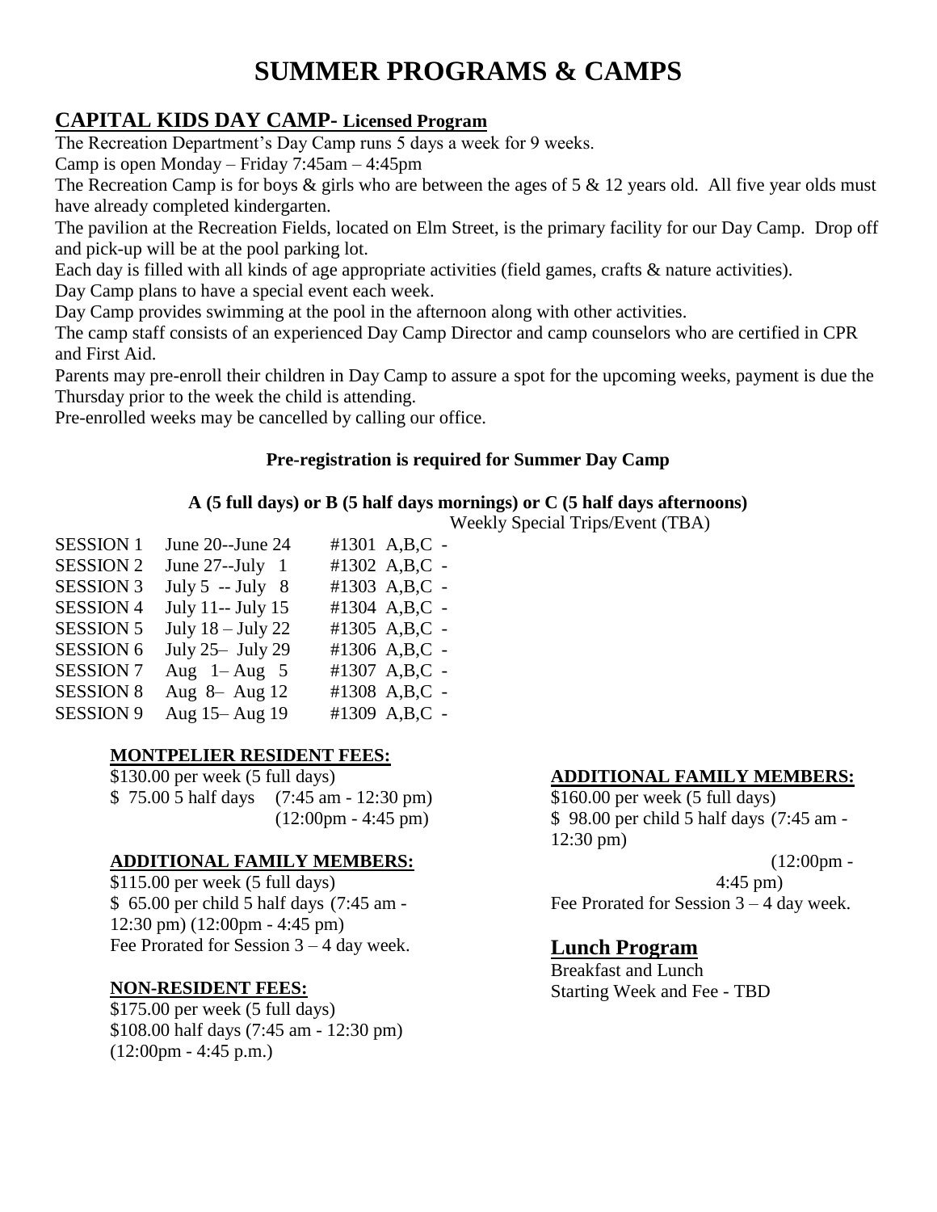# SUMMER PROGRAMS & CAMPS

## CAPITAL KIDS DAY CAMP- Licensed Program

The Recreation Department's Day Camp runs 5 days a week for 9 weeks.

Camp is open Monday – Friday 7:45am – 4:45pm

The Recreation Camp is for boys & girls who are between the ages of 5 & 12 years old. All five year olds must have already completed kindergarten.

The pavilion at the Recreation Fields, located on Elm Street, is the primary facility for our Day Camp. Drop off and pick-up will be at the pool parking lot.

Each day is filled with all kinds of age appropriate activities (field games, crafts & nature activities).

Day Camp plans to have a special event each week.

Day Camp provides swimming at the pool in the afternoon along with other activities.

The camp staff consists of an experienced Day Camp Director and camp counselors who are certified in CPR and First Aid.

Parents may pre-enroll their children in Day Camp to assure a spot for the upcoming weeks, payment is due the Thursday prior to the week the child is attending.

Pre-enrolled weeks may be cancelled by calling our office.

**Pre-registration is required for Summer Day Camp**

**A (5 full days) or B (5 half days mornings) or C (5 half days afternoons)**

Weekly Special Trips/Event (TBA)

| | | |
|---|---|---|
| SESSION 1 | June 20--June 24 | #1301 A,B,C - |
| SESSION 2 | June 27--July 1 | #1302 A,B,C - |
| SESSION 3 | July 5 -- July 8 | #1303 A,B,C - |
| SESSION 4 | July 11-- July 15 | #1304 A,B,C - |
| SESSION 5 | July 18 – July 22 | #1305 A,B,C - |
| SESSION 6 | July 25– July 29 | #1306 A,B,C - |
| SESSION 7 | Aug 1– Aug 5 | #1307 A,B,C - |
| SESSION 8 | Aug 8– Aug 12 | #1308 A,B,C - |
| SESSION 9 | Aug 15– Aug 19 | #1309 A,B,C - |

### MONTPELIER RESIDENT FEES:

$130.00 per week (5 full days)
$ 75.00 5 half days (7:45 am - 12:30 pm) (12:00pm - 4:45 pm)

### ADDITIONAL FAMILY MEMBERS:

$115.00 per week (5 full days)
$ 65.00 per child 5 half days (7:45 am - 12:30 pm) (12:00pm - 4:45 pm)
Fee Prorated for Session 3 – 4 day week.

### NON-RESIDENT FEES:

$175.00 per week (5 full days)
$108.00 half days (7:45 am - 12:30 pm) (12:00pm - 4:45 p.m.)

### ADDITIONAL FAMILY MEMBERS:

$160.00 per week (5 full days)
$ 98.00 per child 5 half days (7:45 am - 12:30 pm) (12:00pm - 4:45 pm)
Fee Prorated for Session 3 – 4 day week.

## Lunch Program

Breakfast and Lunch
Starting Week and Fee - TBD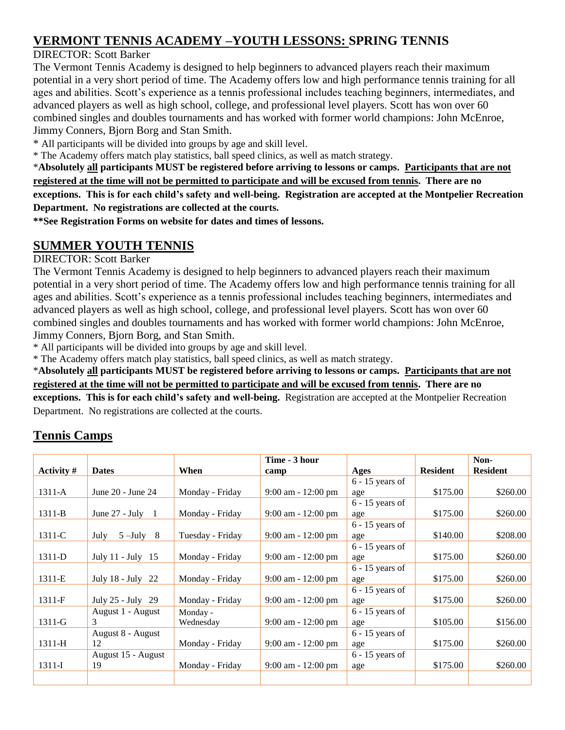## VERMONT TENNIS ACADEMY –YOUTH LESSONS: SPRING TENNIS

DIRECTOR: Scott Barker

The Vermont Tennis Academy is designed to help beginners to advanced players reach their maximum potential in a very short period of time. The Academy offers low and high performance tennis training for all ages and abilities. Scott's experience as a tennis professional includes teaching beginners, intermediates, and advanced players as well as high school, college, and professional level players. Scott has won over 60 combined singles and doubles tournaments and has worked with former world champions: John McEnroe, Jimmy Conners, Bjorn Borg and Stan Smith.

* All participants will be divided into groups by age and skill level.
* The Academy offers match play statistics, ball speed clinics, as well as match strategy.

***Absolutely all participants MUST be registered before arriving to lessons or camps. Participants that are not registered at the time will not be permitted to participate and will be excused from tennis. There are no exceptions. This is for each child's safety and well-being. Registration are accepted at the Montpelier Recreation Department. No registrations are collected at the courts.**

****See Registration Forms on website for dates and times of lessons.**

## SUMMER YOUTH TENNIS

DIRECTOR: Scott Barker

The Vermont Tennis Academy is designed to help beginners to advanced players reach their maximum potential in a very short period of time. The Academy offers low and high performance tennis training for all ages and abilities. Scott's experience as a tennis professional includes teaching beginners, intermediates and advanced players as well as high school, college, and professional level players. Scott has won over 60 combined singles and doubles tournaments and has worked with former world champions: John McEnroe, Jimmy Conners, Bjorn Borg, and Stan Smith.

* All participants will be divided into groups by age and skill level.
* The Academy offers match play statistics, ball speed clinics, as well as match strategy.

***Absolutely all participants MUST be registered before arriving to lessons or camps. Participants that are not registered at the time will not be permitted to participate and will be excused from tennis. There are no exceptions. This is for each child's safety and well-being.** Registration are accepted at the Montpelier Recreation Department. No registrations are collected at the courts.

## Tennis Camps

| Activity # | Dates | When | Time - 3 hour camp | Ages | Resident | Non-Resident |
|---|---|---|---|---|---|---|
| 1311-A | June 20 - June 24 | Monday - Friday | 9:00 am - 12:00 pm | 6 - 15 years of age | $175.00 | $260.00 |
| 1311-B | June 27 - July 1 | Monday - Friday | 9:00 am - 12:00 pm | 6 - 15 years of age | $175.00 | $260.00 |
| 1311-C | July 5 –July 8 | Tuesday - Friday | 9:00 am - 12:00 pm | 6 - 15 years of age | $140.00 | $208.00 |
| 1311-D | July 11 - July 15 | Monday - Friday | 9:00 am - 12:00 pm | 6 - 15 years of age | $175.00 | $260.00 |
| 1311-E | July 18 - July 22 | Monday - Friday | 9:00 am - 12:00 pm | 6 - 15 years of age | $175.00 | $260.00 |
| 1311-F | July 25 - July 29 | Monday - Friday | 9:00 am - 12:00 pm | 6 - 15 years of age | $175.00 | $260.00 |
| 1311-G | August 1 - August 3 | Monday - Wednesday | 9:00 am - 12:00 pm | 6 - 15 years of age | $105.00 | $156.00 |
| 1311-H | August 8 - August 12 | Monday - Friday | 9:00 am - 12:00 pm | 6 - 15 years of age | $175.00 | $260.00 |
| 1311-I | August 15 - August 19 | Monday - Friday | 9:00 am - 12:00 pm | 6 - 15 years of age | $175.00 | $260.00 |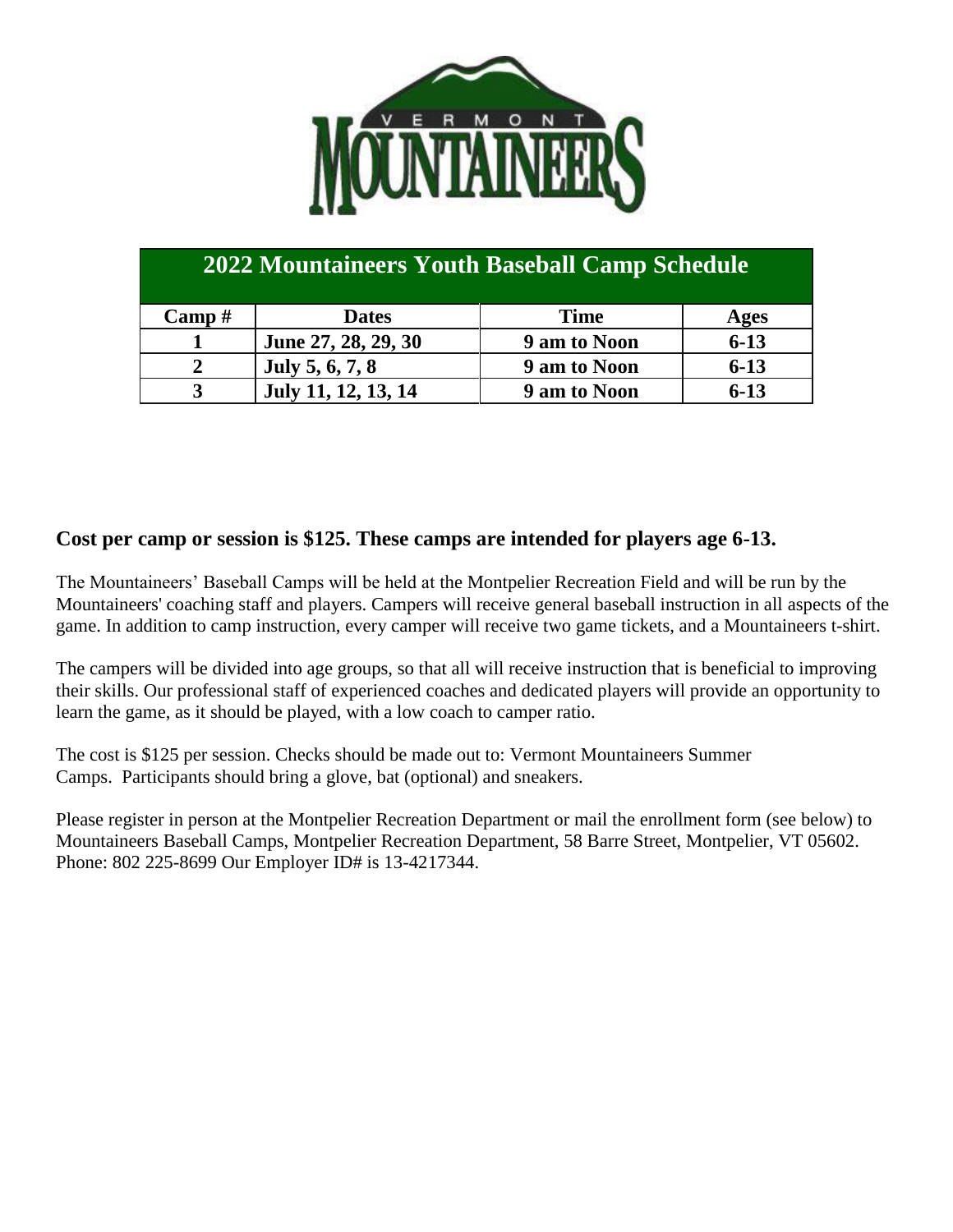VERMONT MOUNTAINEERS

## 2022 Mountaineers Youth Baseball Camp Schedule

| Camp # | Dates | Time | Ages |
|---|---|---|---|
| 1 | June 27, 28, 29, 30 | 9 am to Noon | 6-13 |
| 2 | July 5, 6, 7, 8 | 9 am to Noon | 6-13 |
| 3 | July 11, 12, 13, 14 | 9 am to Noon | 6-13 |

**Cost per camp or session is $125. These camps are intended for players age 6-13.**

The Mountaineers' Baseball Camps will be held at the Montpelier Recreation Field and will be run by the Mountaineers' coaching staff and players. Campers will receive general baseball instruction in all aspects of the game. In addition to camp instruction, every camper will receive two game tickets, and a Mountaineers t-shirt.

The campers will be divided into age groups, so that all will receive instruction that is beneficial to improving their skills. Our professional staff of experienced coaches and dedicated players will provide an opportunity to learn the game, as it should be played, with a low coach to camper ratio.

The cost is $125 per session. Checks should be made out to: Vermont Mountaineers Summer Camps. Participants should bring a glove, bat (optional) and sneakers.

Please register in person at the Montpelier Recreation Department or mail the enrollment form (see below) to Mountaineers Baseball Camps, Montpelier Recreation Department, 58 Barre Street, Montpelier, VT 05602. Phone: 802 225-8699 Our Employer ID# is 13-4217344.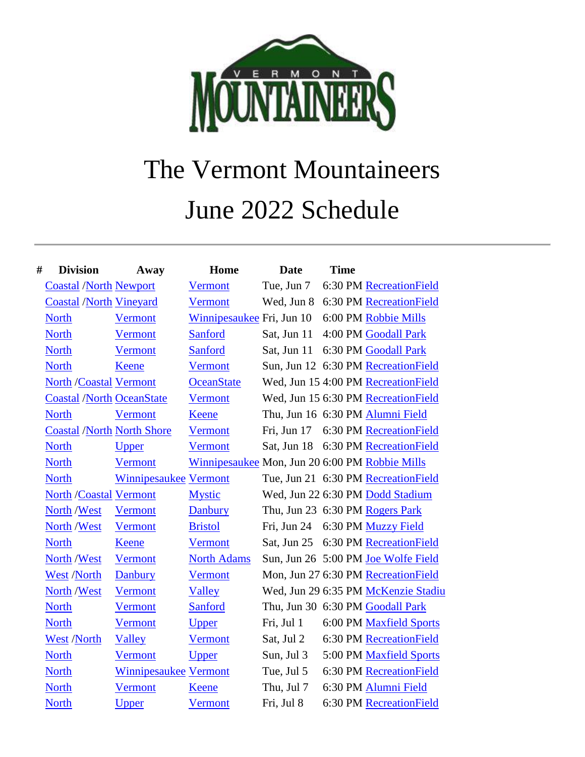# The Vermont Mountaineers

# June 2022 Schedule

---

| # | Division | Away | Home | Date | Time | |
|---|---|---|---|---|---|---|
| | Coastal /North | Newport | Vermont | Tue, Jun 7 | 6:30 PM | RecreationField |
| | Coastal /North | Vineyard | Vermont | Wed, Jun 8 | 6:30 PM | RecreationField |
| | North | Vermont | Winnipesaukee | Fri, Jun 10 | 6:00 PM | Robbie Mills |
| | North | Vermont | Sanford | Sat, Jun 11 | 4:00 PM | Goodall Park |
| | North | Vermont | Sanford | Sat, Jun 11 | 6:30 PM | Goodall Park |
| | North | Keene | Vermont | Sun, Jun 12 | 6:30 PM | RecreationField |
| | North /Coastal | Vermont | OceanState | Wed, Jun 15 | 4:00 PM | RecreationField |
| | Coastal /North | OceanState | Vermont | Wed, Jun 15 | 6:30 PM | RecreationField |
| | North | Vermont | Keene | Thu, Jun 16 | 6:30 PM | Alumni Field |
| | Coastal /North | North Shore | Vermont | Fri, Jun 17 | 6:30 PM | RecreationField |
| | North | Upper | Vermont | Sat, Jun 18 | 6:30 PM | RecreationField |
| | North | Vermont | Winnipesaukee | Mon, Jun 20 | 6:00 PM | Robbie Mills |
| | North | Winnipesaukee | Vermont | Tue, Jun 21 | 6:30 PM | RecreationField |
| | North /Coastal | Vermont | Mystic | Wed, Jun 22 | 6:30 PM | Dodd Stadium |
| | North /West | Vermont | Danbury | Thu, Jun 23 | 6:30 PM | Rogers Park |
| | North /West | Vermont | Bristol | Fri, Jun 24 | 6:30 PM | Muzzy Field |
| | North | Keene | Vermont | Sat, Jun 25 | 6:30 PM | RecreationField |
| | North /West | Vermont | North Adams | Sun, Jun 26 | 5:00 PM | Joe Wolfe Field |
| | West /North | Danbury | Vermont | Mon, Jun 27 | 6:30 PM | RecreationField |
| | North /West | Vermont | Valley | Wed, Jun 29 | 6:35 PM | McKenzie Stadiu |
| | North | Vermont | Sanford | Thu, Jun 30 | 6:30 PM | Goodall Park |
| | North | Vermont | Upper | Fri, Jul 1 | 6:00 PM | Maxfield Sports |
| | West /North | Valley | Vermont | Sat, Jul 2 | 6:30 PM | RecreationField |
| | North | Vermont | Upper | Sun, Jul 3 | 5:00 PM | Maxfield Sports |
| | North | Winnipesaukee | Vermont | Tue, Jul 5 | 6:30 PM | RecreationField |
| | North | Vermont | Keene | Thu, Jul 7 | 6:30 PM | Alumni Field |
| | North | Upper | Vermont | Fri, Jul 8 | 6:30 PM | RecreationField |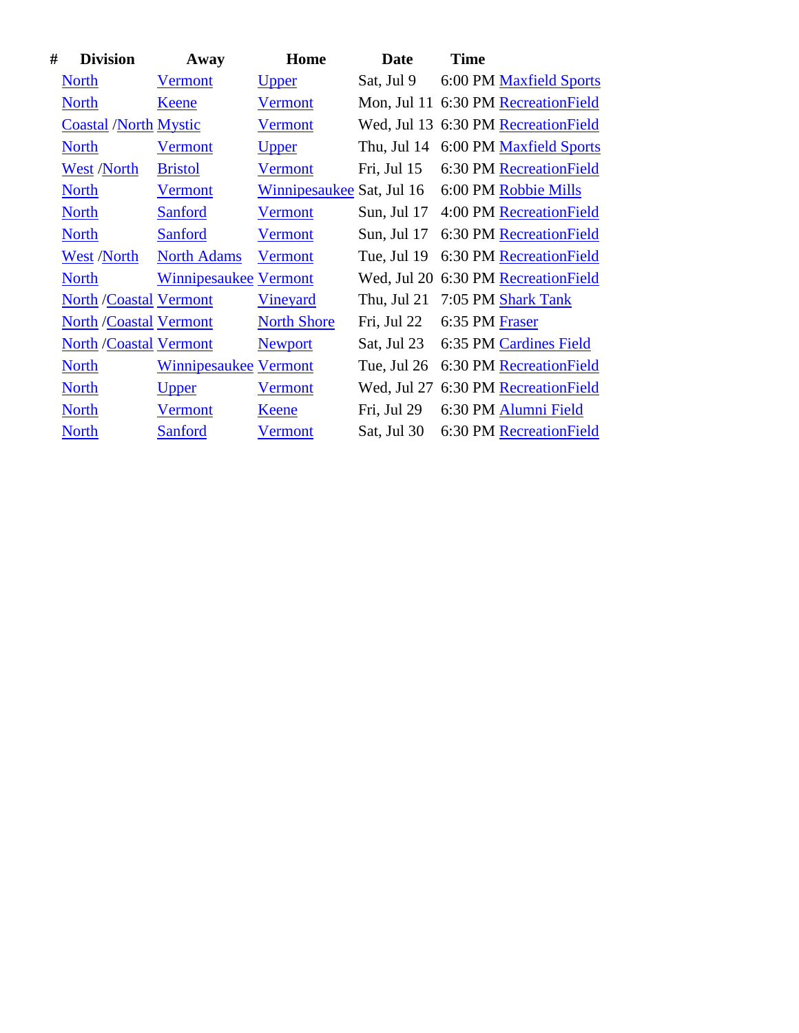| # | Division | Away | Home | Date | Time | |
|---|---|---|---|---|---|---|
| | North | Vermont | Upper | Sat, Jul 9 | 6:00 PM | Maxfield Sports |
| | North | Keene | Vermont | Mon, Jul 11 | 6:30 PM | RecreationField |
| | Coastal /North | Mystic | Vermont | Wed, Jul 13 | 6:30 PM | RecreationField |
| | North | Vermont | Upper | Thu, Jul 14 | 6:00 PM | Maxfield Sports |
| | West /North | Bristol | Vermont | Fri, Jul 15 | 6:30 PM | RecreationField |
| | North | Vermont | Winnipesaukee | Sat, Jul 16 | 6:00 PM | Robbie Mills |
| | North | Sanford | Vermont | Sun, Jul 17 | 4:00 PM | RecreationField |
| | North | Sanford | Vermont | Sun, Jul 17 | 6:30 PM | RecreationField |
| | West /North | North Adams | Vermont | Tue, Jul 19 | 6:30 PM | RecreationField |
| | North | Winnipesaukee | Vermont | Wed, Jul 20 | 6:30 PM | RecreationField |
| | North /Coastal | Vermont | Vineyard | Thu, Jul 21 | 7:05 PM | Shark Tank |
| | North /Coastal | Vermont | North Shore | Fri, Jul 22 | 6:35 PM | Fraser |
| | North /Coastal | Vermont | Newport | Sat, Jul 23 | 6:35 PM | Cardines Field |
| | North | Winnipesaukee | Vermont | Tue, Jul 26 | 6:30 PM | RecreationField |
| | North | Upper | Vermont | Wed, Jul 27 | 6:30 PM | RecreationField |
| | North | Vermont | Keene | Fri, Jul 29 | 6:30 PM | Alumni Field |
| | North | Sanford | Vermont | Sat, Jul 30 | 6:30 PM | RecreationField |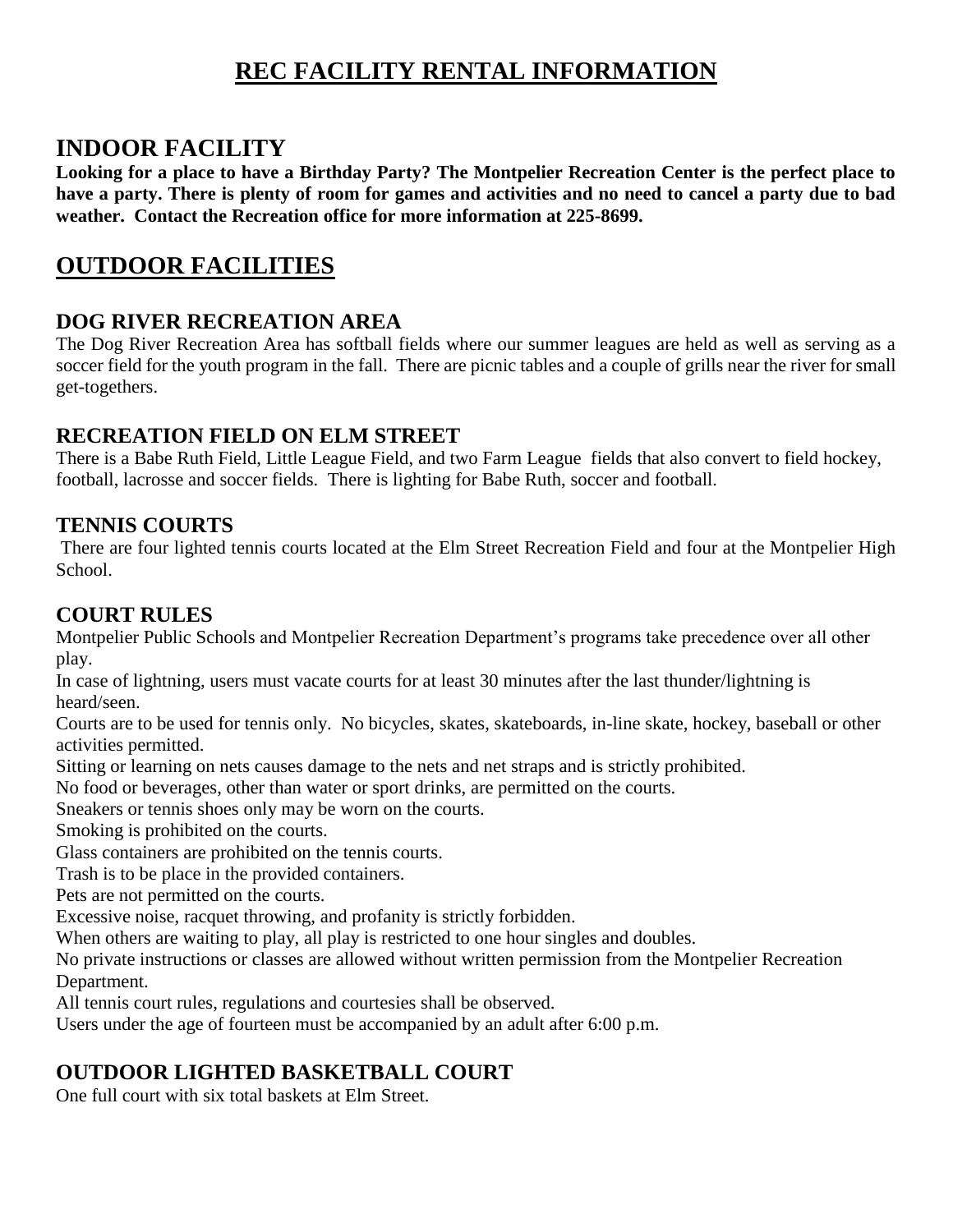# REC FACILITY RENTAL INFORMATION

## INDOOR FACILITY

**Looking for a place to have a Birthday Party? The Montpelier Recreation Center is the perfect place to have a party. There is plenty of room for games and activities and no need to cancel a party due to bad weather. Contact the Recreation office for more information at 225-8699.**

## OUTDOOR FACILITIES

### DOG RIVER RECREATION AREA

The Dog River Recreation Area has softball fields where our summer leagues are held as well as serving as a soccer field for the youth program in the fall. There are picnic tables and a couple of grills near the river for small get-togethers.

### RECREATION FIELD ON ELM STREET

There is a Babe Ruth Field, Little League Field, and two Farm League fields that also convert to field hockey, football, lacrosse and soccer fields. There is lighting for Babe Ruth, soccer and football.

### TENNIS COURTS

There are four lighted tennis courts located at the Elm Street Recreation Field and four at the Montpelier High School.

### COURT RULES

Montpelier Public Schools and Montpelier Recreation Department's programs take precedence over all other play.

In case of lightning, users must vacate courts for at least 30 minutes after the last thunder/lightning is heard/seen.

Courts are to be used for tennis only. No bicycles, skates, skateboards, in-line skate, hockey, baseball or other activities permitted.

Sitting or learning on nets causes damage to the nets and net straps and is strictly prohibited.

No food or beverages, other than water or sport drinks, are permitted on the courts.

Sneakers or tennis shoes only may be worn on the courts.

Smoking is prohibited on the courts.

Glass containers are prohibited on the tennis courts.

Trash is to be place in the provided containers.

Pets are not permitted on the courts.

Excessive noise, racquet throwing, and profanity is strictly forbidden.

When others are waiting to play, all play is restricted to one hour singles and doubles.

No private instructions or classes are allowed without written permission from the Montpelier Recreation Department.

All tennis court rules, regulations and courtesies shall be observed.

Users under the age of fourteen must be accompanied by an adult after 6:00 p.m.

### OUTDOOR LIGHTED BASKETBALL COURT

One full court with six total baskets at Elm Street.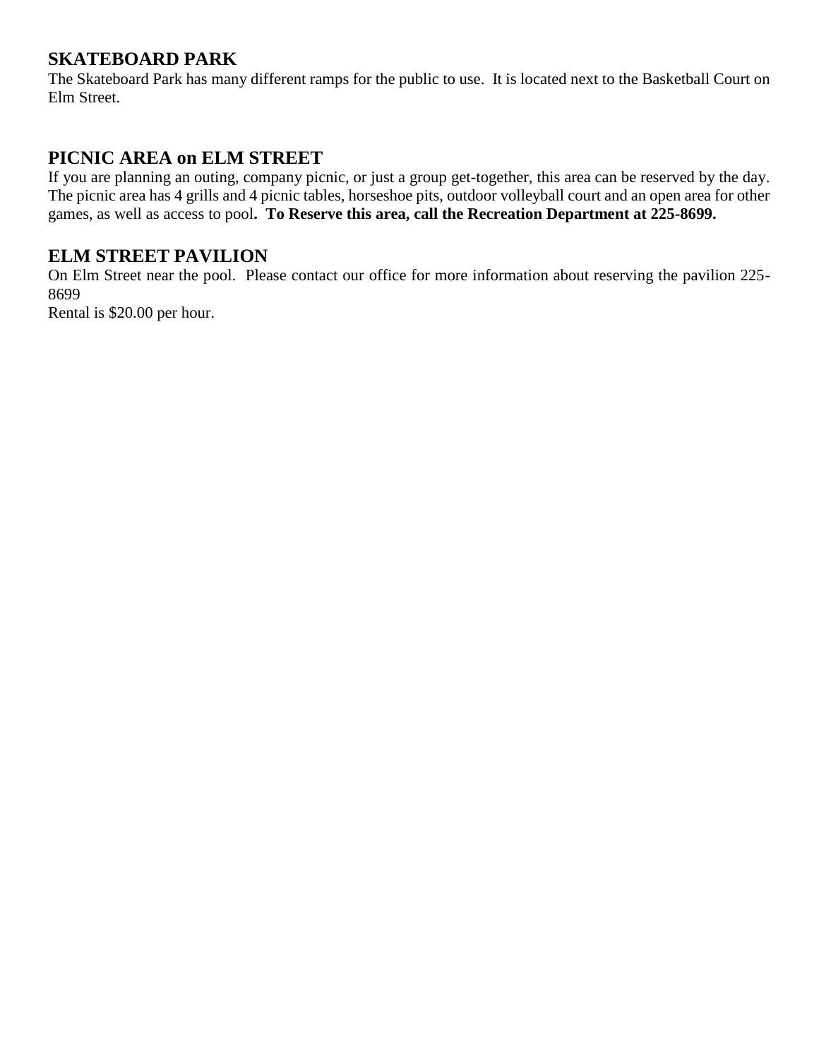## SKATEBOARD PARK

The Skateboard Park has many different ramps for the public to use. It is located next to the Basketball Court on Elm Street.

## PICNIC AREA on ELM STREET

If you are planning an outing, company picnic, or just a group get-together, this area can be reserved by the day. The picnic area has 4 grills and 4 picnic tables, horseshoe pits, outdoor volleyball court and an open area for other games, as well as access to pool**. To Reserve this area, call the Recreation Department at 225-8699.**

## ELM STREET PAVILION

On Elm Street near the pool. Please contact our office for more information about reserving the pavilion 225-8699

Rental is $20.00 per hour.